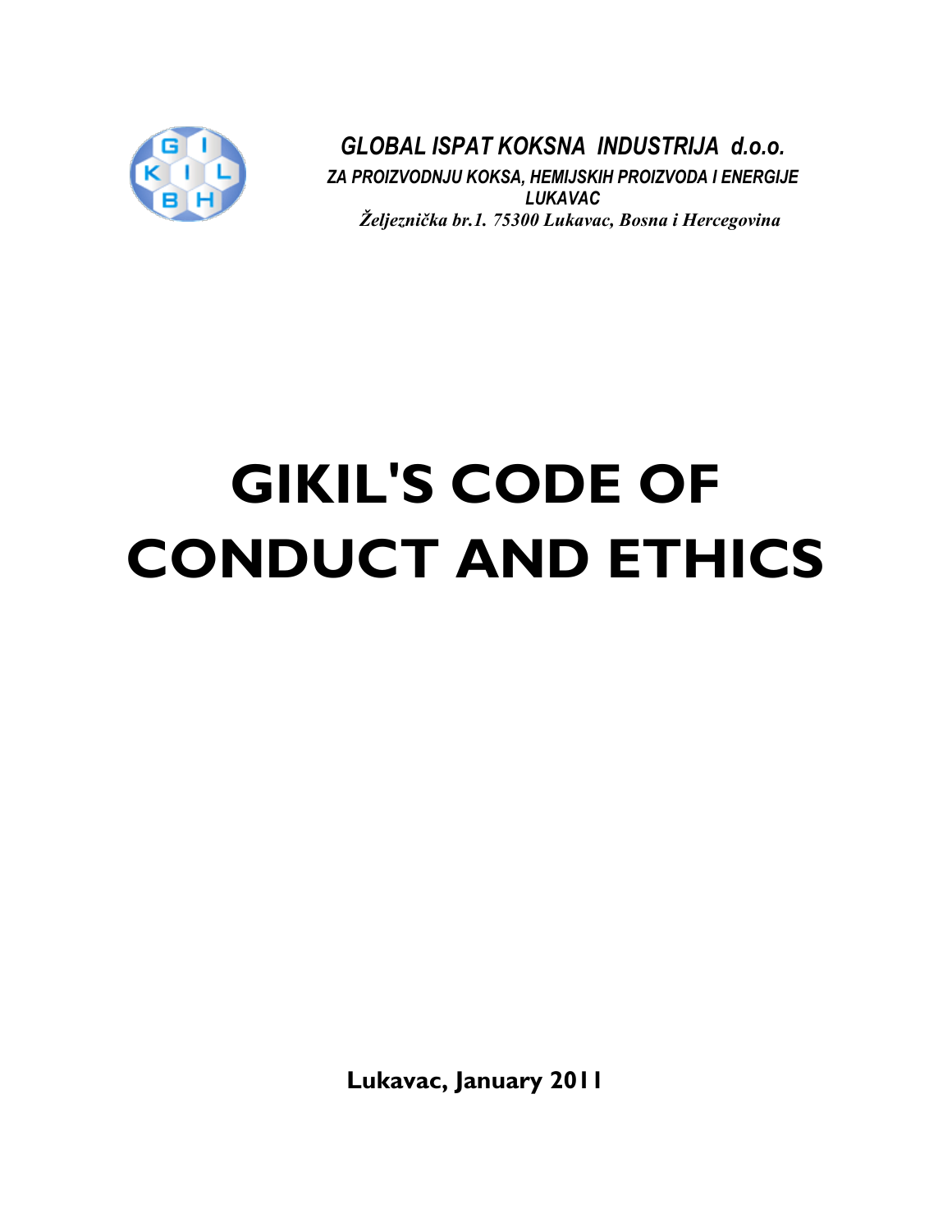*GLOBAL ISPAT KOKSNA INDUSTRIJA d.o.o.*

*ZA PROIZVODNJU KOKSA, HEMIJSKIH PROIZVODA I ENERGIJE LUKAVAC*

*Željeznička br.1. 75300 Lukavac, Bosna i Hercegovina*

# GIKIL'S CODE OF CONDUCT AND ETHICS

**Lukavac, January 2011**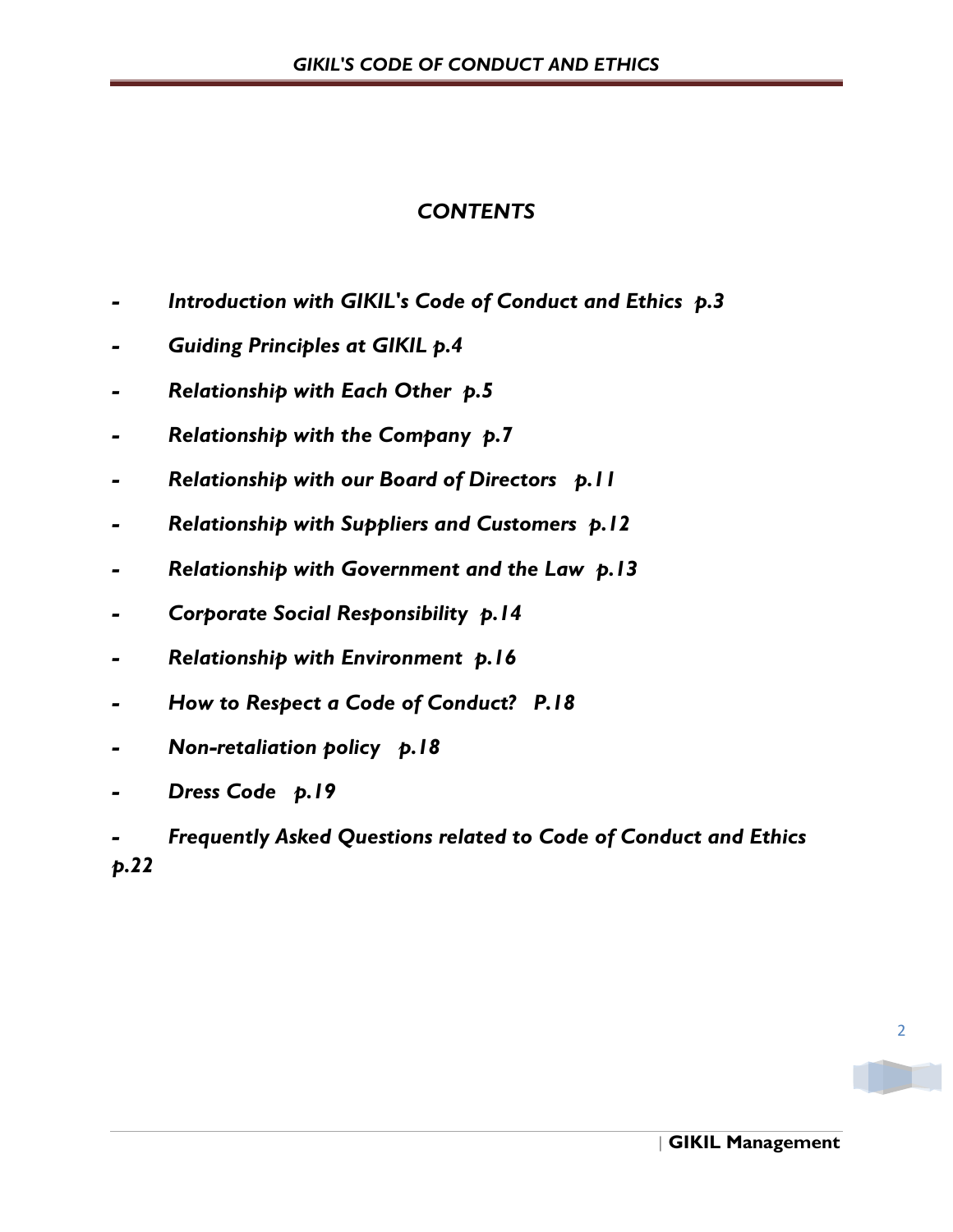## *CONTENTS*

- *Introduction with GIKIL's Code of Conduct and Ethics p.3*
- *Guiding Principles at GIKIL p.4*
- *Relationship with Each Other p.5*
- *Relationship with the Company p.7*
- *Relationship with our Board of Directors p.11*
- *Relationship with Suppliers and Customers p.12*
- *Relationship with Government and the Law p.13*
- *Corporate Social Responsibility p.14*
- *Relationship with Environment p.16*
- *How to Respect a Code of Conduct? P.18*
- *Non-retaliation policy p.18*
- *Dress Code p.19*
- *Frequently Asked Questions related to Code of Conduct and Ethics p.22*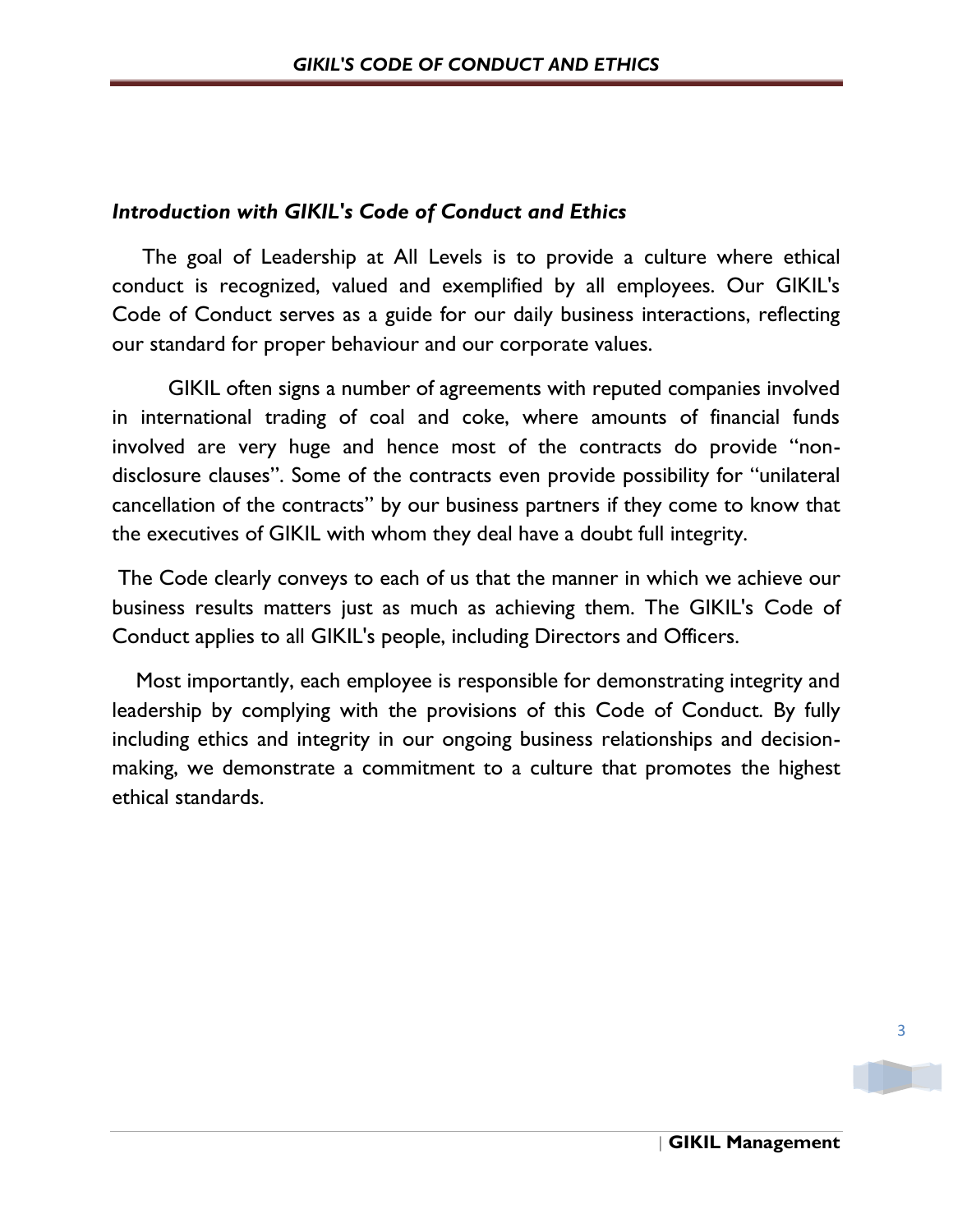## *Introduction with GIKIL's Code of Conduct and Ethics*

The goal of Leadership at All Levels is to provide a culture where ethical conduct is recognized, valued and exemplified by all employees. Our GIKIL's Code of Conduct serves as a guide for our daily business interactions, reflecting our standard for proper behaviour and our corporate values.

GIKIL often signs a number of agreements with reputed companies involved in international trading of coal and coke, where amounts of financial funds involved are very huge and hence most of the contracts do provide "non-disclosure clauses". Some of the contracts even provide possibility for "unilateral cancellation of the contracts" by our business partners if they come to know that the executives of GIKIL with whom they deal have a doubt full integrity.

The Code clearly conveys to each of us that the manner in which we achieve our business results matters just as much as achieving them. The GIKIL's Code of Conduct applies to all GIKIL's people, including Directors and Officers.

Most importantly, each employee is responsible for demonstrating integrity and leadership by complying with the provisions of this Code of Conduct. By fully including ethics and integrity in our ongoing business relationships and decision-making, we demonstrate a commitment to a culture that promotes the highest ethical standards.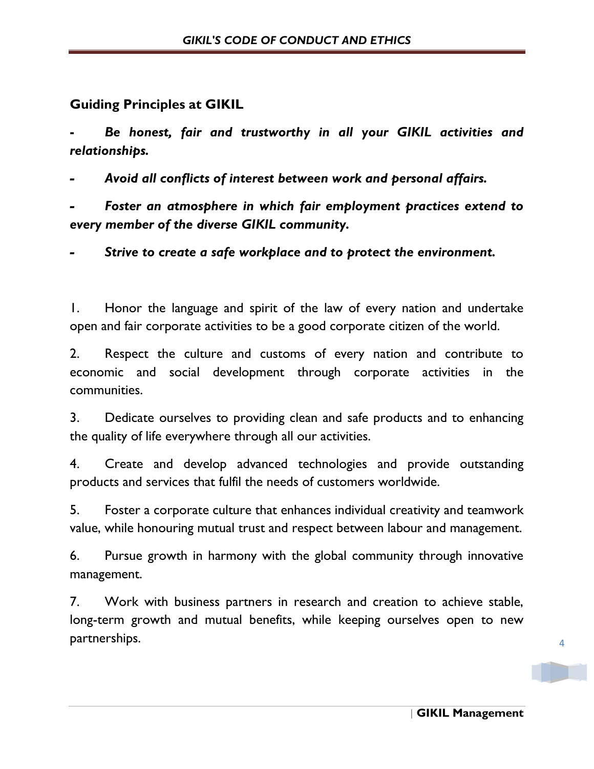## Guiding Principles at GIKIL

- ***Be honest, fair and trustworthy in all your GIKIL activities and relationships.***
- ***Avoid all conflicts of interest between work and personal affairs.***
- ***Foster an atmosphere in which fair employment practices extend to every member of the diverse GIKIL community.***
- ***Strive to create a safe workplace and to protect the environment.***

1. Honor the language and spirit of the law of every nation and undertake open and fair corporate activities to be a good corporate citizen of the world.
2. Respect the culture and customs of every nation and contribute to economic and social development through corporate activities in the communities.
3. Dedicate ourselves to providing clean and safe products and to enhancing the quality of life everywhere through all our activities.
4. Create and develop advanced technologies and provide outstanding products and services that fulfil the needs of customers worldwide.
5. Foster a corporate culture that enhances individual creativity and teamwork value, while honouring mutual trust and respect between labour and management.
6. Pursue growth in harmony with the global community through innovative management.
7. Work with business partners in research and creation to achieve stable, long-term growth and mutual benefits, while keeping ourselves open to new partnerships.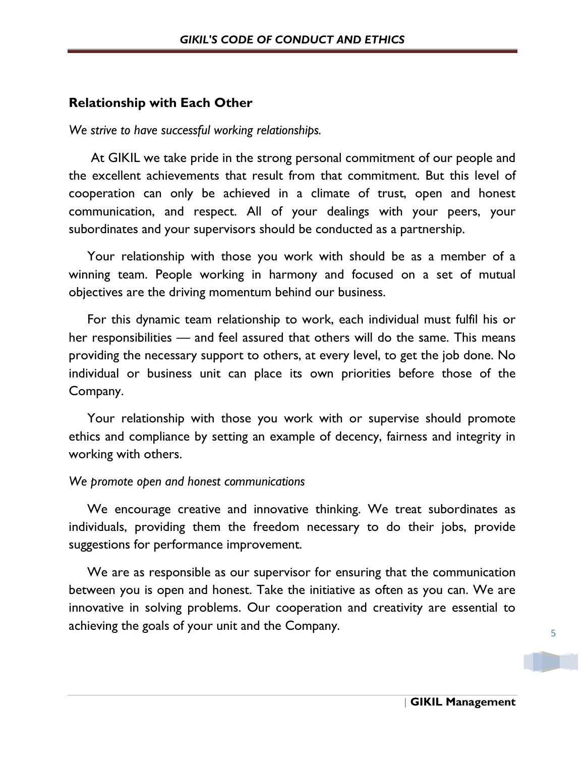## Relationship with Each Other

*We strive to have successful working relationships.*

At GIKIL we take pride in the strong personal commitment of our people and the excellent achievements that result from that commitment. But this level of cooperation can only be achieved in a climate of trust, open and honest communication, and respect. All of your dealings with your peers, your subordinates and your supervisors should be conducted as a partnership.

Your relationship with those you work with should be as a member of a winning team. People working in harmony and focused on a set of mutual objectives are the driving momentum behind our business.

For this dynamic team relationship to work, each individual must fulfil his or her responsibilities — and feel assured that others will do the same. This means providing the necessary support to others, at every level, to get the job done. No individual or business unit can place its own priorities before those of the Company.

Your relationship with those you work with or supervise should promote ethics and compliance by setting an example of decency, fairness and integrity in working with others.

*We promote open and honest communications*

We encourage creative and innovative thinking. We treat subordinates as individuals, providing them the freedom necessary to do their jobs, provide suggestions for performance improvement.

We are as responsible as our supervisor for ensuring that the communication between you is open and honest. Take the initiative as often as you can. We are innovative in solving problems. Our cooperation and creativity are essential to achieving the goals of your unit and the Company.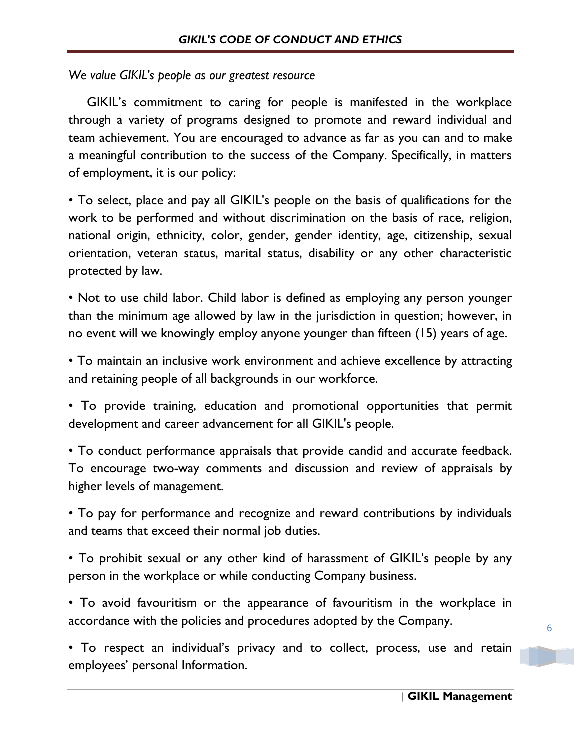*We value GIKIL's people as our greatest resource*

GIKIL's commitment to caring for people is manifested in the workplace through a variety of programs designed to promote and reward individual and team achievement. You are encouraged to advance as far as you can and to make a meaningful contribution to the success of the Company. Specifically, in matters of employment, it is our policy:

• To select, place and pay all GIKIL's people on the basis of qualifications for the work to be performed and without discrimination on the basis of race, religion, national origin, ethnicity, color, gender, gender identity, age, citizenship, sexual orientation, veteran status, marital status, disability or any other characteristic protected by law.

• Not to use child labor. Child labor is defined as employing any person younger than the minimum age allowed by law in the jurisdiction in question; however, in no event will we knowingly employ anyone younger than fifteen (15) years of age.

• To maintain an inclusive work environment and achieve excellence by attracting and retaining people of all backgrounds in our workforce.

• To provide training, education and promotional opportunities that permit development and career advancement for all GIKIL's people.

• To conduct performance appraisals that provide candid and accurate feedback. To encourage two-way comments and discussion and review of appraisals by higher levels of management.

• To pay for performance and recognize and reward contributions by individuals and teams that exceed their normal job duties.

• To prohibit sexual or any other kind of harassment of GIKIL's people by any person in the workplace or while conducting Company business.

• To avoid favouritism or the appearance of favouritism in the workplace in accordance with the policies and procedures adopted by the Company.

• To respect an individual's privacy and to collect, process, use and retain employees' personal Information.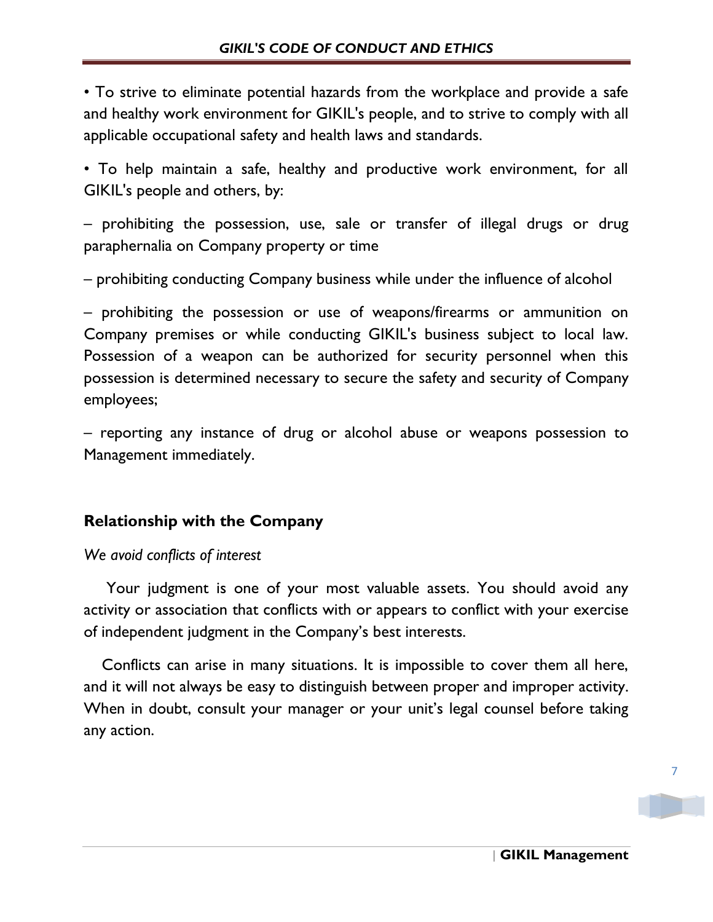• To strive to eliminate potential hazards from the workplace and provide a safe and healthy work environment for GIKIL's people, and to strive to comply with all applicable occupational safety and health laws and standards.

• To help maintain a safe, healthy and productive work environment, for all GIKIL's people and others, by:

– prohibiting the possession, use, sale or transfer of illegal drugs or drug paraphernalia on Company property or time

– prohibiting conducting Company business while under the influence of alcohol

– prohibiting the possession or use of weapons/firearms or ammunition on Company premises or while conducting GIKIL's business subject to local law. Possession of a weapon can be authorized for security personnel when this possession is determined necessary to secure the safety and security of Company employees;

– reporting any instance of drug or alcohol abuse or weapons possession to Management immediately.

## Relationship with the Company

*We avoid conflicts of interest*

Your judgment is one of your most valuable assets. You should avoid any activity or association that conflicts with or appears to conflict with your exercise of independent judgment in the Company's best interests.

Conflicts can arise in many situations. It is impossible to cover them all here, and it will not always be easy to distinguish between proper and improper activity. When in doubt, consult your manager or your unit's legal counsel before taking any action.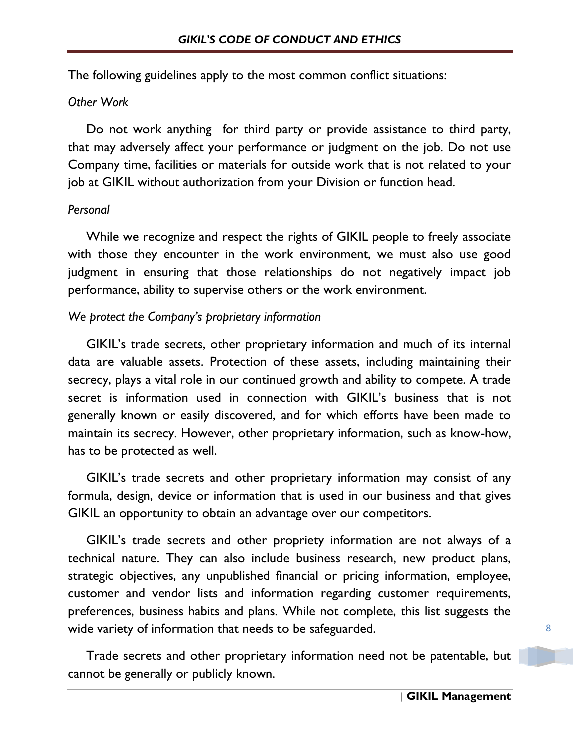The following guidelines apply to the most common conflict situations:

*Other Work*

Do not work anything  for third party or provide assistance to third party, that may adversely affect your performance or judgment on the job. Do not use Company time, facilities or materials for outside work that is not related to your job at GIKIL without authorization from your Division or function head.

*Personal*

While we recognize and respect the rights of GIKIL people to freely associate with those they encounter in the work environment, we must also use good judgment in ensuring that those relationships do not negatively impact job performance, ability to supervise others or the work environment.

*We protect the Company's proprietary information*

GIKIL's trade secrets, other proprietary information and much of its internal data are valuable assets. Protection of these assets, including maintaining their secrecy, plays a vital role in our continued growth and ability to compete. A trade secret is information used in connection with GIKIL's business that is not generally known or easily discovered, and for which efforts have been made to maintain its secrecy. However, other proprietary information, such as know-how, has to be protected as well.

GIKIL's trade secrets and other proprietary information may consist of any formula, design, device or information that is used in our business and that gives GIKIL an opportunity to obtain an advantage over our competitors.

GIKIL's trade secrets and other propriety information are not always of a technical nature. They can also include business research, new product plans, strategic objectives, any unpublished financial or pricing information, employee, customer and vendor lists and information regarding customer requirements, preferences, business habits and plans. While not complete, this list suggests the wide variety of information that needs to be safeguarded.

Trade secrets and other proprietary information need not be patentable, but cannot be generally or publicly known.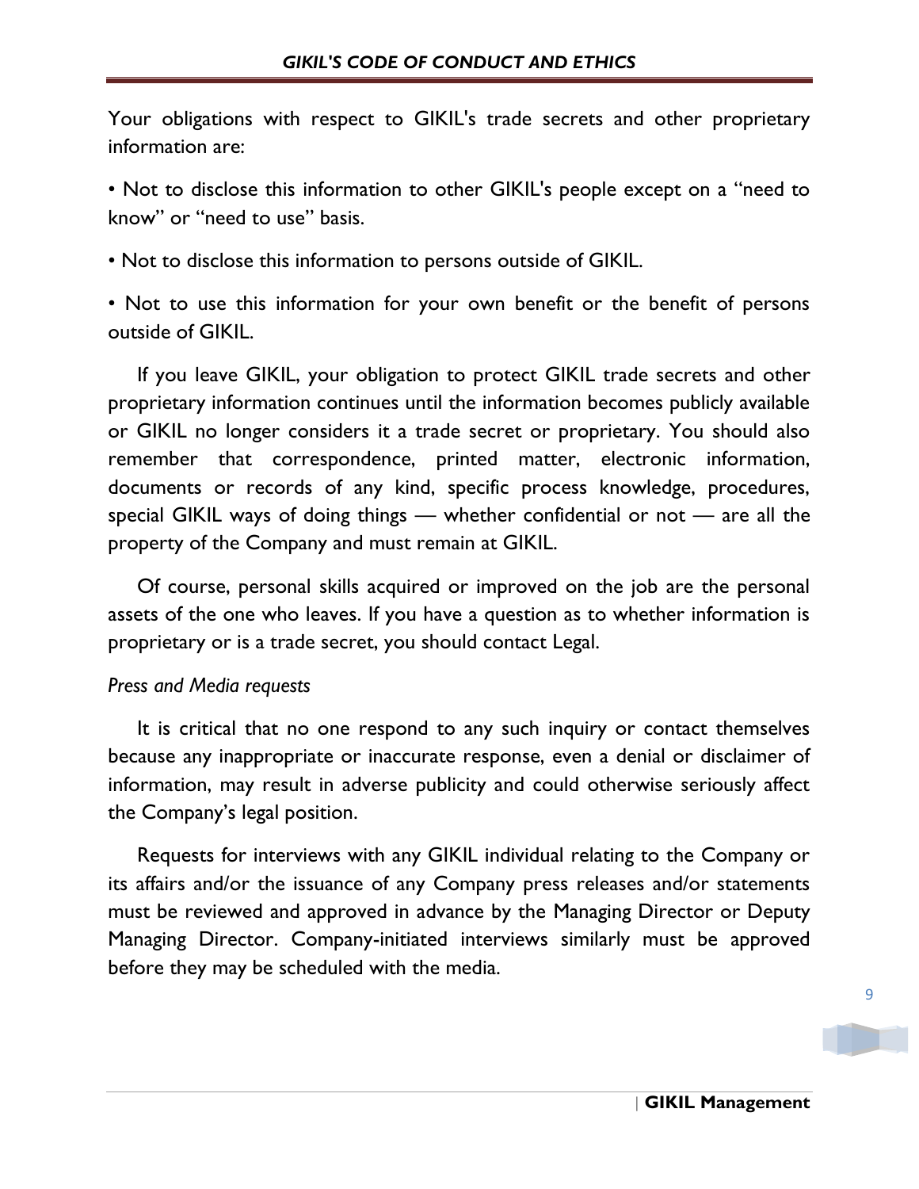Your obligations with respect to GIKIL's trade secrets and other proprietary information are:

• Not to disclose this information to other GIKIL's people except on a "need to know" or "need to use" basis.

• Not to disclose this information to persons outside of GIKIL.

• Not to use this information for your own benefit or the benefit of persons outside of GIKIL.

If you leave GIKIL, your obligation to protect GIKIL trade secrets and other proprietary information continues until the information becomes publicly available or GIKIL no longer considers it a trade secret or proprietary. You should also remember that correspondence, printed matter, electronic information, documents or records of any kind, specific process knowledge, procedures, special GIKIL ways of doing things — whether confidential or not — are all the property of the Company and must remain at GIKIL.

Of course, personal skills acquired or improved on the job are the personal assets of the one who leaves. If you have a question as to whether information is proprietary or is a trade secret, you should contact Legal.

*Press and Media requests*

It is critical that no one respond to any such inquiry or contact themselves because any inappropriate or inaccurate response, even a denial or disclaimer of information, may result in adverse publicity and could otherwise seriously affect the Company's legal position.

Requests for interviews with any GIKIL individual relating to the Company or its affairs and/or the issuance of any Company press releases and/or statements must be reviewed and approved in advance by the Managing Director or Deputy Managing Director. Company-initiated interviews similarly must be approved before they may be scheduled with the media.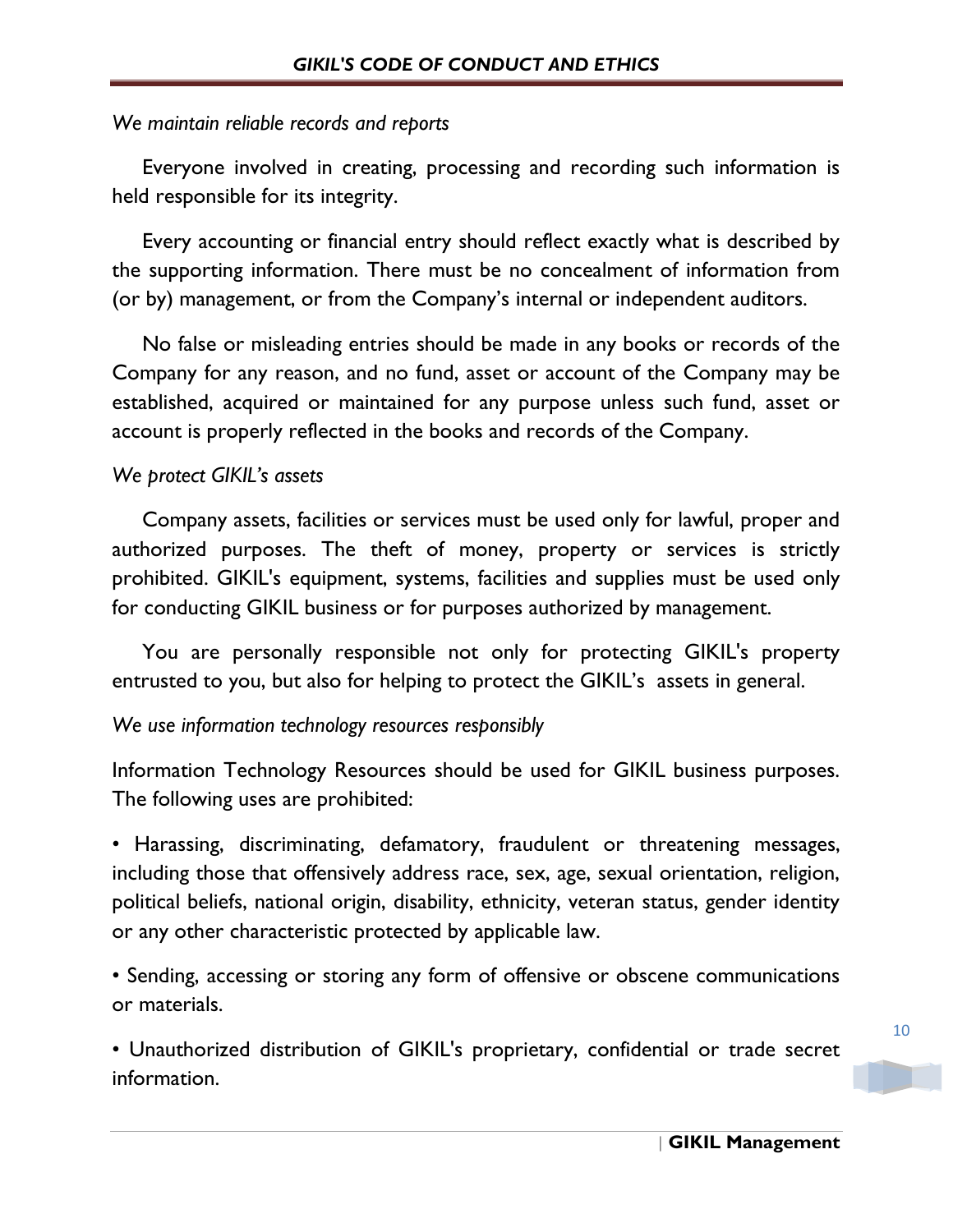*We maintain reliable records and reports*

Everyone involved in creating, processing and recording such information is held responsible for its integrity.

Every accounting or financial entry should reflect exactly what is described by the supporting information. There must be no concealment of information from (or by) management, or from the Company's internal or independent auditors.

No false or misleading entries should be made in any books or records of the Company for any reason, and no fund, asset or account of the Company may be established, acquired or maintained for any purpose unless such fund, asset or account is properly reflected in the books and records of the Company.

*We protect GIKIL's assets*

Company assets, facilities or services must be used only for lawful, proper and authorized purposes. The theft of money, property or services is strictly prohibited. GIKIL's equipment, systems, facilities and supplies must be used only for conducting GIKIL business or for purposes authorized by management.

You are personally responsible not only for protecting GIKIL's property entrusted to you, but also for helping to protect the GIKIL's assets in general.

*We use information technology resources responsibly*

Information Technology Resources should be used for GIKIL business purposes. The following uses are prohibited:

• Harassing, discriminating, defamatory, fraudulent or threatening messages, including those that offensively address race, sex, age, sexual orientation, religion, political beliefs, national origin, disability, ethnicity, veteran status, gender identity or any other characteristic protected by applicable law.

• Sending, accessing or storing any form of offensive or obscene communications or materials.

• Unauthorized distribution of GIKIL's proprietary, confidential or trade secret information.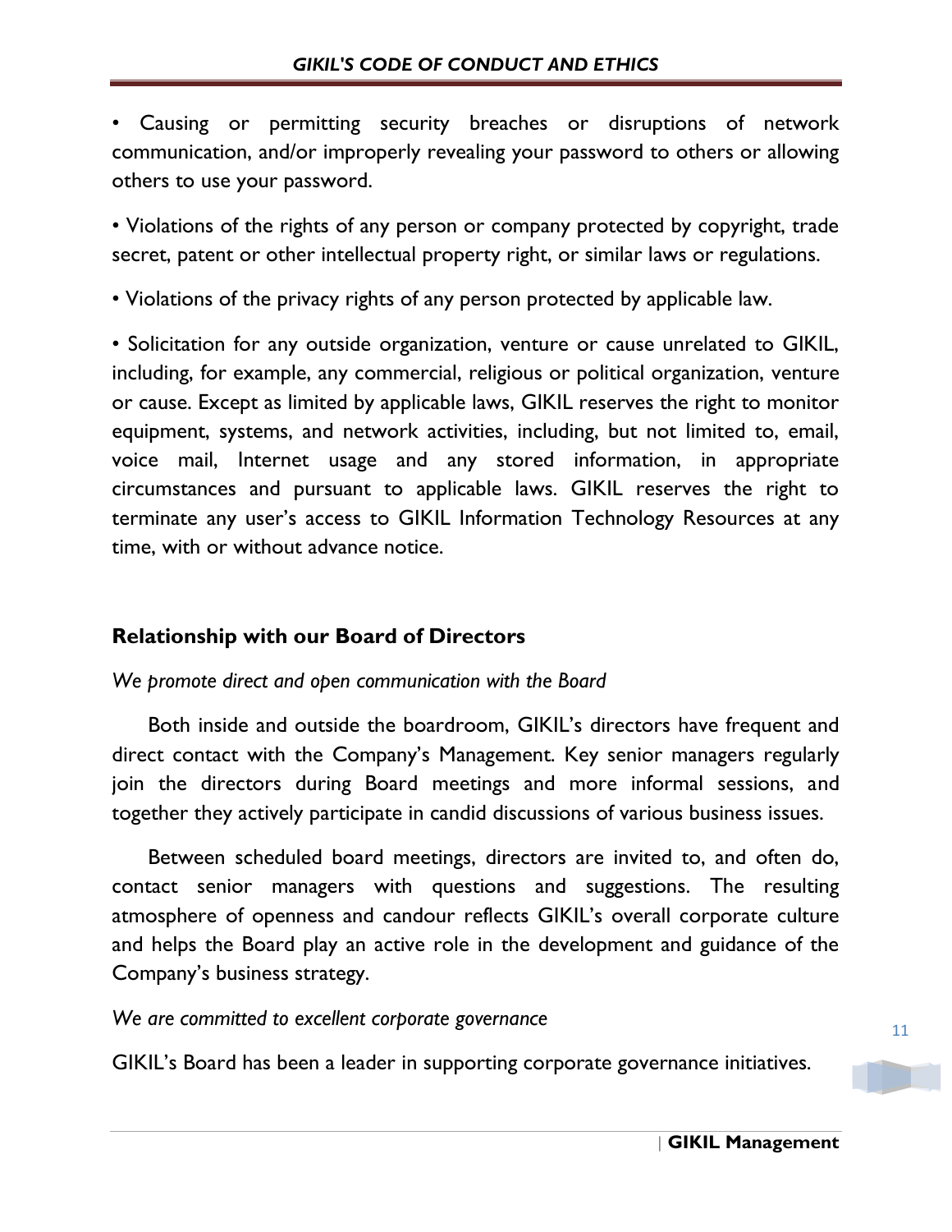• Causing or permitting security breaches or disruptions of network communication, and/or improperly revealing your password to others or allowing others to use your password.

• Violations of the rights of any person or company protected by copyright, trade secret, patent or other intellectual property right, or similar laws or regulations.

• Violations of the privacy rights of any person protected by applicable law.

• Solicitation for any outside organization, venture or cause unrelated to GIKIL, including, for example, any commercial, religious or political organization, venture or cause. Except as limited by applicable laws, GIKIL reserves the right to monitor equipment, systems, and network activities, including, but not limited to, email, voice mail, Internet usage and any stored information, in appropriate circumstances and pursuant to applicable laws. GIKIL reserves the right to terminate any user's access to GIKIL Information Technology Resources at any time, with or without advance notice.

## Relationship with our Board of Directors

*We promote direct and open communication with the Board*

Both inside and outside the boardroom, GIKIL's directors have frequent and direct contact with the Company's Management. Key senior managers regularly join the directors during Board meetings and more informal sessions, and together they actively participate in candid discussions of various business issues.

Between scheduled board meetings, directors are invited to, and often do, contact senior managers with questions and suggestions. The resulting atmosphere of openness and candour reflects GIKIL's overall corporate culture and helps the Board play an active role in the development and guidance of the Company's business strategy.

*We are committed to excellent corporate governance*

GIKIL's Board has been a leader in supporting corporate governance initiatives.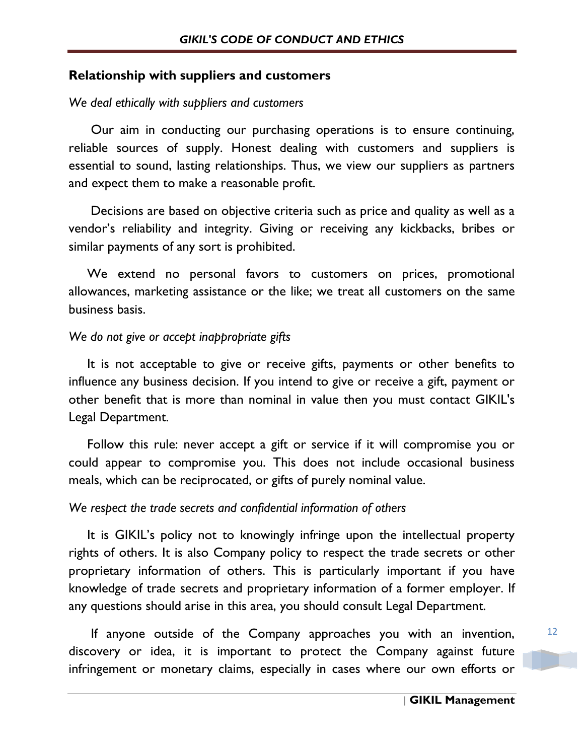## Relationship with suppliers and customers

*We deal ethically with suppliers and customers*

Our aim in conducting our purchasing operations is to ensure continuing, reliable sources of supply. Honest dealing with customers and suppliers is essential to sound, lasting relationships. Thus, we view our suppliers as partners and expect them to make a reasonable profit.

Decisions are based on objective criteria such as price and quality as well as a vendor's reliability and integrity. Giving or receiving any kickbacks, bribes or similar payments of any sort is prohibited.

We extend no personal favors to customers on prices, promotional allowances, marketing assistance or the like; we treat all customers on the same business basis.

*We do not give or accept inappropriate gifts*

It is not acceptable to give or receive gifts, payments or other benefits to influence any business decision. If you intend to give or receive a gift, payment or other benefit that is more than nominal in value then you must contact GIKIL's Legal Department.

Follow this rule: never accept a gift or service if it will compromise you or could appear to compromise you. This does not include occasional business meals, which can be reciprocated, or gifts of purely nominal value.

*We respect the trade secrets and confidential information of others*

It is GIKIL's policy not to knowingly infringe upon the intellectual property rights of others. It is also Company policy to respect the trade secrets or other proprietary information of others. This is particularly important if you have knowledge of trade secrets and proprietary information of a former employer. If any questions should arise in this area, you should consult Legal Department.

If anyone outside of the Company approaches you with an invention, discovery or idea, it is important to protect the Company against future infringement or monetary claims, especially in cases where our own efforts or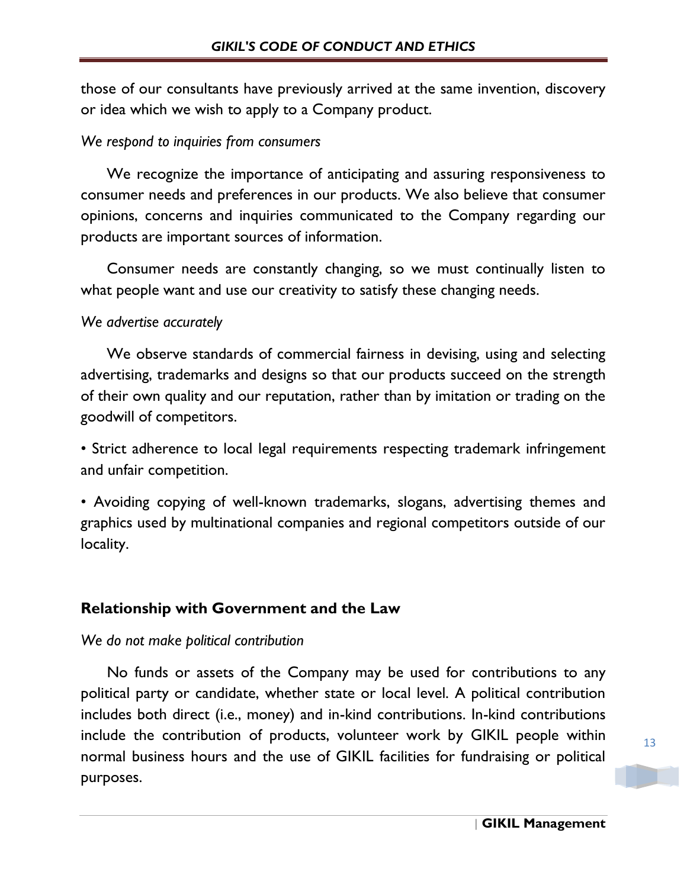those of our consultants have previously arrived at the same invention, discovery or idea which we wish to apply to a Company product.

*We respond to inquiries from consumers*

We recognize the importance of anticipating and assuring responsiveness to consumer needs and preferences in our products. We also believe that consumer opinions, concerns and inquiries communicated to the Company regarding our products are important sources of information.

Consumer needs are constantly changing, so we must continually listen to what people want and use our creativity to satisfy these changing needs.

*We advertise accurately*

We observe standards of commercial fairness in devising, using and selecting advertising, trademarks and designs so that our products succeed on the strength of their own quality and our reputation, rather than by imitation or trading on the goodwill of competitors.

• Strict adherence to local legal requirements respecting trademark infringement and unfair competition.

• Avoiding copying of well-known trademarks, slogans, advertising themes and graphics used by multinational companies and regional competitors outside of our locality.

## Relationship with Government and the Law

*We do not make political contribution*

No funds or assets of the Company may be used for contributions to any political party or candidate, whether state or local level. A political contribution includes both direct (i.e., money) and in-kind contributions. In-kind contributions include the contribution of products, volunteer work by GIKIL people within normal business hours and the use of GIKIL facilities for fundraising or political purposes.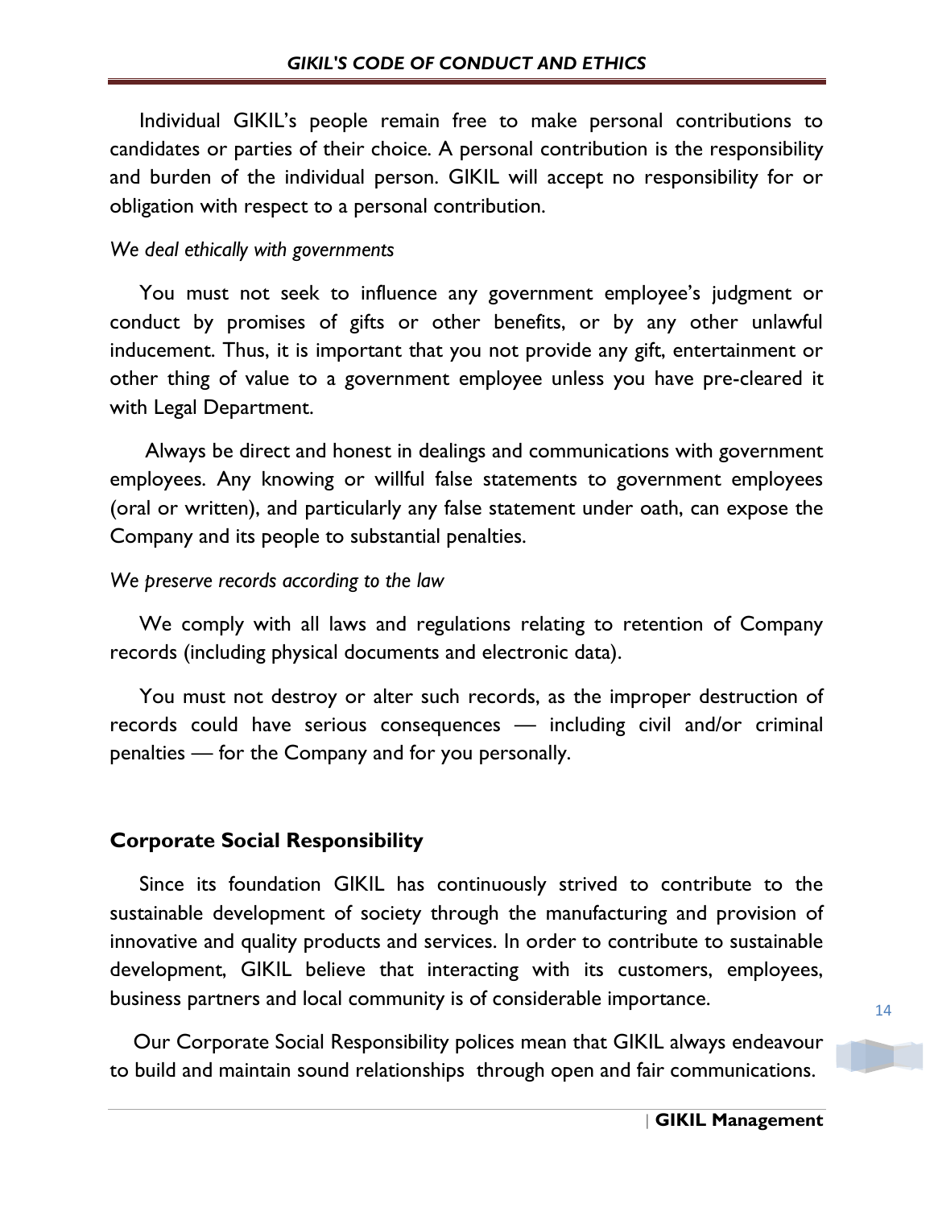Individual GIKIL's people remain free to make personal contributions to candidates or parties of their choice. A personal contribution is the responsibility and burden of the individual person. GIKIL will accept no responsibility for or obligation with respect to a personal contribution.

*We deal ethically with governments*

You must not seek to influence any government employee's judgment or conduct by promises of gifts or other benefits, or by any other unlawful inducement. Thus, it is important that you not provide any gift, entertainment or other thing of value to a government employee unless you have pre-cleared it with Legal Department.

Always be direct and honest in dealings and communications with government employees. Any knowing or willful false statements to government employees (oral or written), and particularly any false statement under oath, can expose the Company and its people to substantial penalties.

*We preserve records according to the law*

We comply with all laws and regulations relating to retention of Company records (including physical documents and electronic data).

You must not destroy or alter such records, as the improper destruction of records could have serious consequences — including civil and/or criminal penalties — for the Company and for you personally.

## Corporate Social Responsibility

Since its foundation GIKIL has continuously strived to contribute to the sustainable development of society through the manufacturing and provision of innovative and quality products and services. In order to contribute to sustainable development, GIKIL believe that interacting with its customers, employees, business partners and local community is of considerable importance.

Our Corporate Social Responsibility polices mean that GIKIL always endeavour to build and maintain sound relationships through open and fair communications.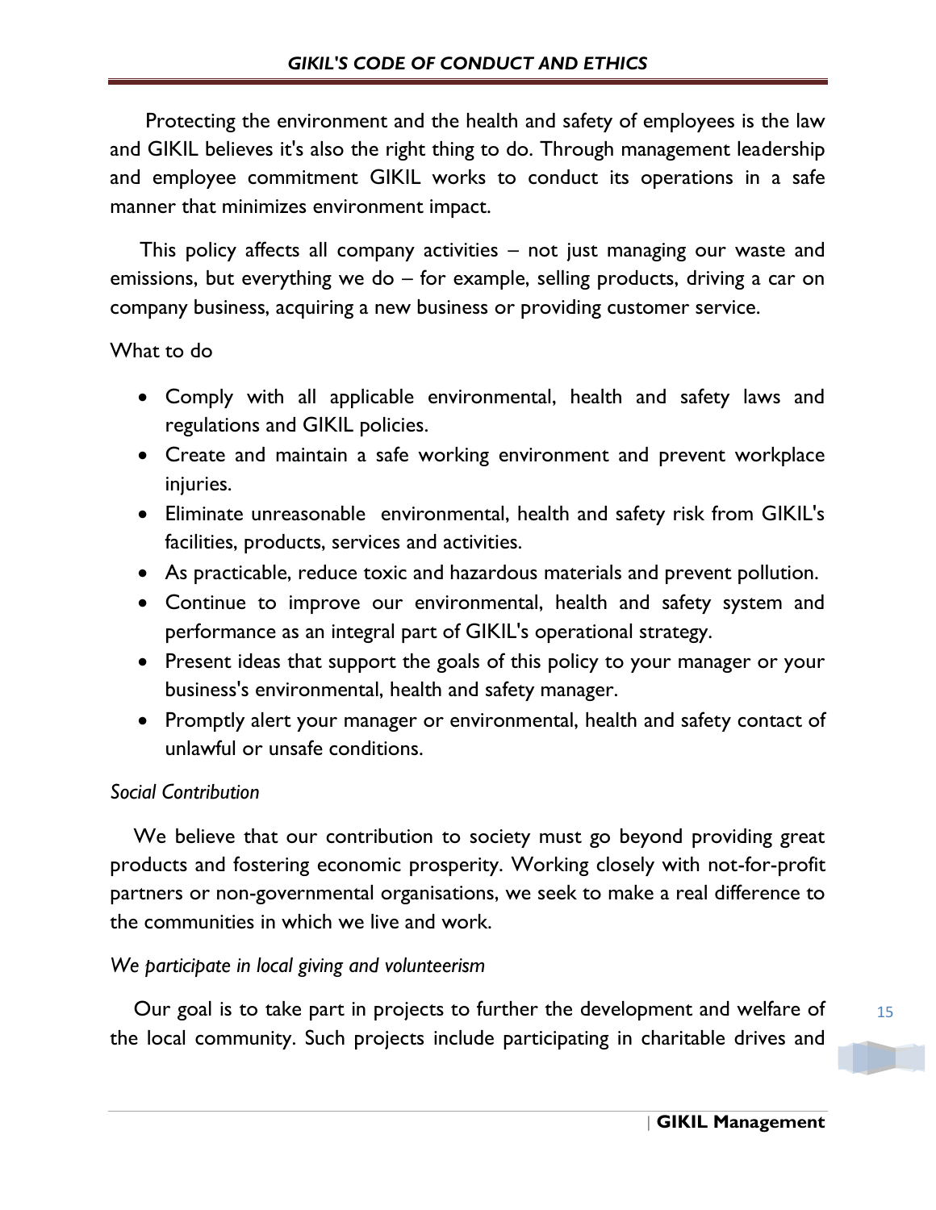Protecting the environment and the health and safety of employees is the law and GIKIL believes it's also the right thing to do. Through management leadership and employee commitment GIKIL works to conduct its operations in a safe manner that minimizes environment impact.

This policy affects all company activities – not just managing our waste and emissions, but everything we do – for example, selling products, driving a car on company business, acquiring a new business or providing customer service.

What to do

- Comply with all applicable environmental, health and safety laws and regulations and GIKIL policies.
- Create and maintain a safe working environment and prevent workplace injuries.
- Eliminate unreasonable environmental, health and safety risk from GIKIL's facilities, products, services and activities.
- As practicable, reduce toxic and hazardous materials and prevent pollution.
- Continue to improve our environmental, health and safety system and performance as an integral part of GIKIL's operational strategy.
- Present ideas that support the goals of this policy to your manager or your business's environmental, health and safety manager.
- Promptly alert your manager or environmental, health and safety contact of unlawful or unsafe conditions.

*Social Contribution*

We believe that our contribution to society must go beyond providing great products and fostering economic prosperity. Working closely with not-for-profit partners or non-governmental organisations, we seek to make a real difference to the communities in which we live and work.

*We participate in local giving and volunteerism*

Our goal is to take part in projects to further the development and welfare of the local community. Such projects include participating in charitable drives and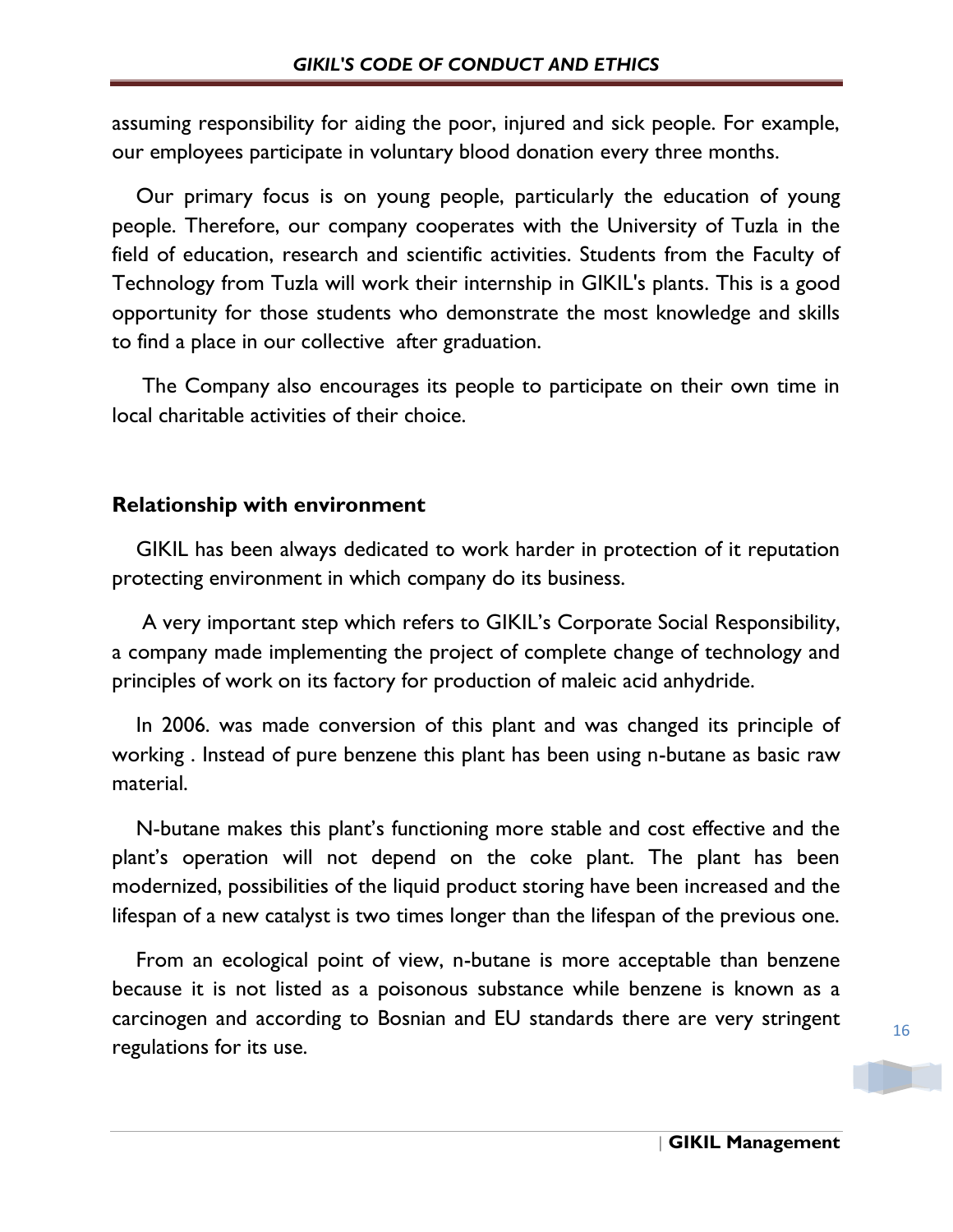assuming responsibility for aiding the poor, injured and sick people. For example, our employees participate in voluntary blood donation every three months.

Our primary focus is on young people, particularly the education of young people. Therefore, our company cooperates with the University of Tuzla in the field of education, research and scientific activities. Students from the Faculty of Technology from Tuzla will work their internship in GIKIL's plants. This is a good opportunity for those students who demonstrate the most knowledge and skills to find a place in our collective after graduation.

The Company also encourages its people to participate on their own time in local charitable activities of their choice.

## Relationship with environment

GIKIL has been always dedicated to work harder in protection of it reputation protecting environment in which company do its business.

A very important step which refers to GIKIL's Corporate Social Responsibility, a company made implementing the project of complete change of technology and principles of work on its factory for production of maleic acid anhydride.

In 2006. was made conversion of this plant and was changed its principle of working . Instead of pure benzene this plant has been using n-butane as basic raw material.

N-butane makes this plant's functioning more stable and cost effective and the plant's operation will not depend on the coke plant. The plant has been modernized, possibilities of the liquid product storing have been increased and the lifespan of a new catalyst is two times longer than the lifespan of the previous one.

From an ecological point of view, n-butane is more acceptable than benzene because it is not listed as a poisonous substance while benzene is known as a carcinogen and according to Bosnian and EU standards there are very stringent regulations for its use.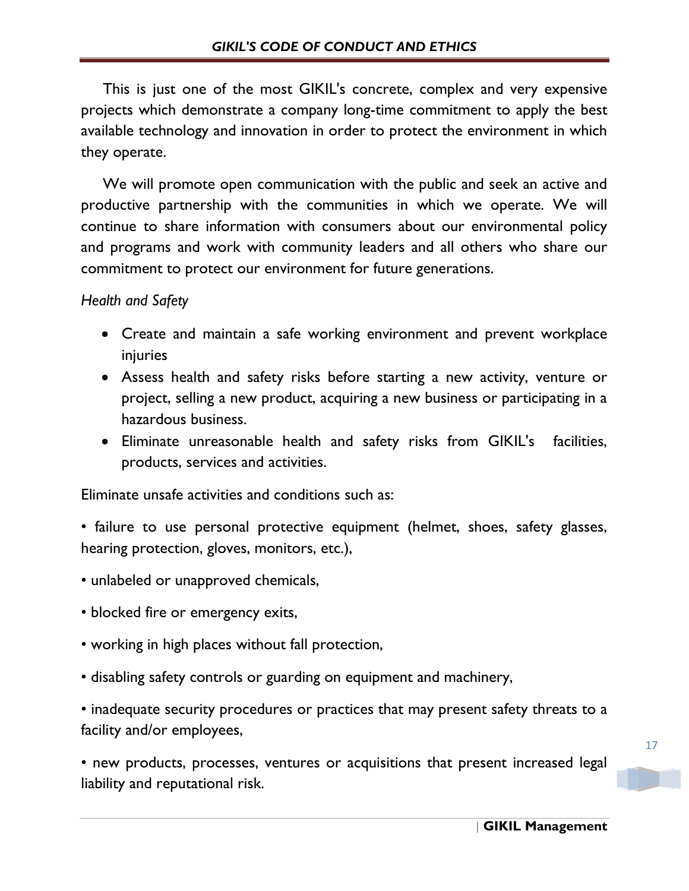This is just one of the most GIKIL's concrete, complex and very expensive projects which demonstrate a company long-time commitment to apply the best available technology and innovation in order to protect the environment in which they operate.

We will promote open communication with the public and seek an active and productive partnership with the communities in which we operate. We will continue to share information with consumers about our environmental policy and programs and work with community leaders and all others who share our commitment to protect our environment for future generations.

*Health and Safety*

- Create and maintain a safe working environment and prevent workplace injuries
- Assess health and safety risks before starting a new activity, venture or project, selling a new product, acquiring a new business or participating in a hazardous business.
- Eliminate unreasonable health and safety risks from GIKIL's facilities, products, services and activities.

Eliminate unsafe activities and conditions such as:

• failure to use personal protective equipment (helmet, shoes, safety glasses, hearing protection, gloves, monitors, etc.),

• unlabeled or unapproved chemicals,

• blocked fire or emergency exits,

• working in high places without fall protection,

• disabling safety controls or guarding on equipment and machinery,

• inadequate security procedures or practices that may present safety threats to a facility and/or employees,

• new products, processes, ventures or acquisitions that present increased legal liability and reputational risk.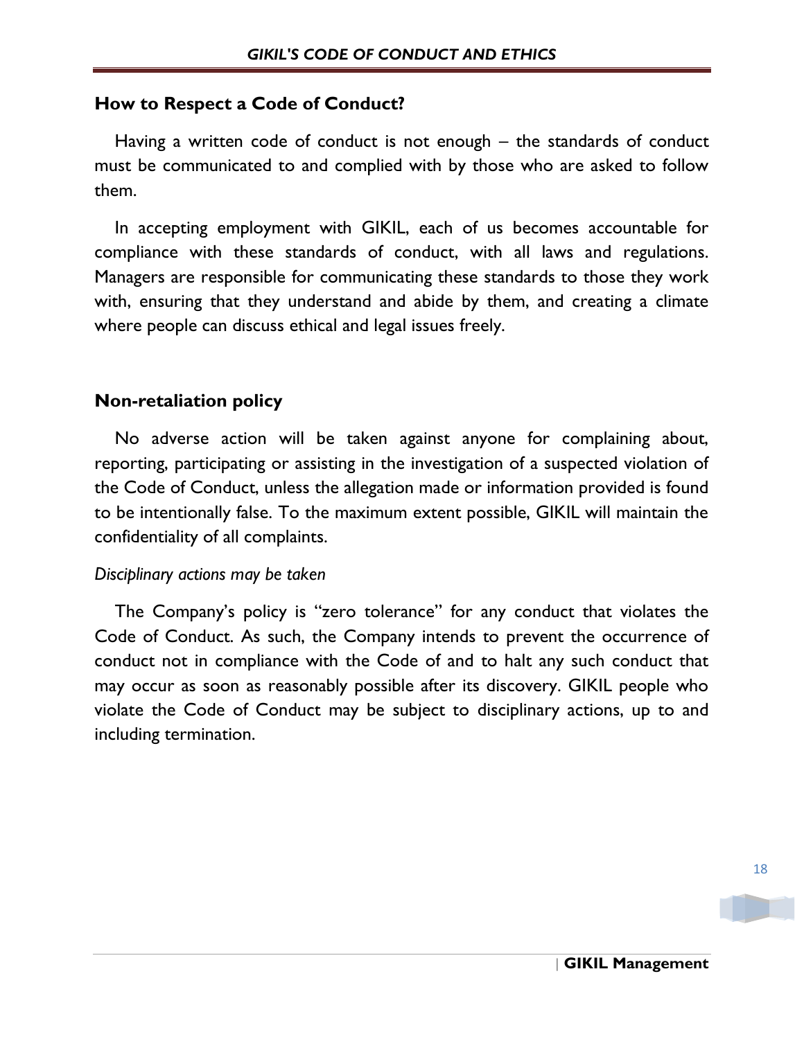## How to Respect a Code of Conduct?

Having a written code of conduct is not enough – the standards of conduct must be communicated to and complied with by those who are asked to follow them.

In accepting employment with GIKIL, each of us becomes accountable for compliance with these standards of conduct, with all laws and regulations. Managers are responsible for communicating these standards to those they work with, ensuring that they understand and abide by them, and creating a climate where people can discuss ethical and legal issues freely.

## Non-retaliation policy

No adverse action will be taken against anyone for complaining about, reporting, participating or assisting in the investigation of a suspected violation of the Code of Conduct, unless the allegation made or information provided is found to be intentionally false. To the maximum extent possible, GIKIL will maintain the confidentiality of all complaints.

*Disciplinary actions may be taken*

The Company's policy is "zero tolerance" for any conduct that violates the Code of Conduct. As such, the Company intends to prevent the occurrence of conduct not in compliance with the Code of and to halt any such conduct that may occur as soon as reasonably possible after its discovery. GIKIL people who violate the Code of Conduct may be subject to disciplinary actions, up to and including termination.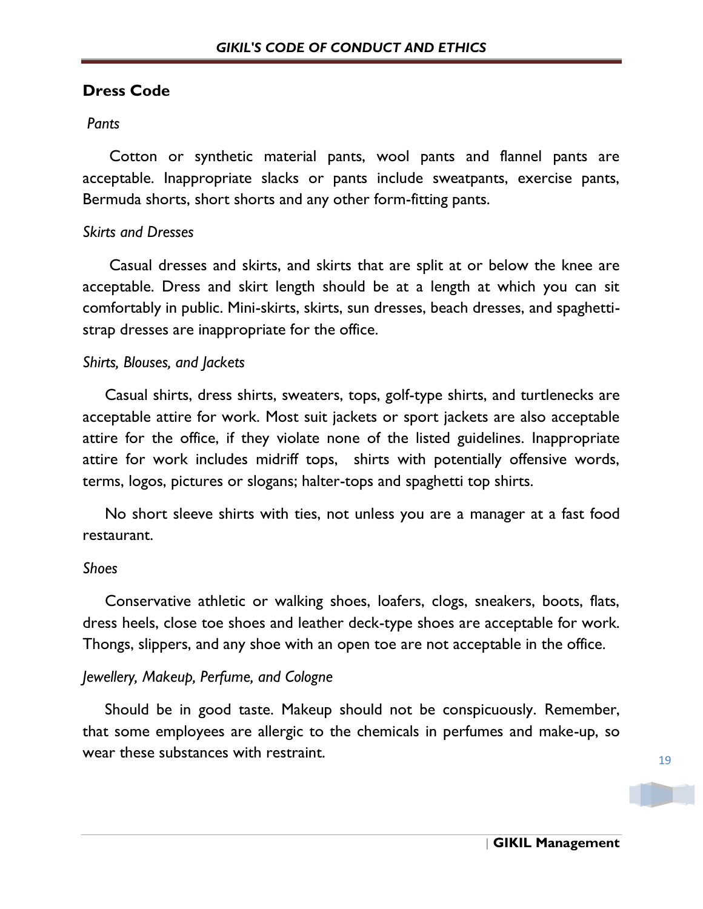## Dress Code

*Pants*

Cotton or synthetic material pants, wool pants and flannel pants are acceptable. Inappropriate slacks or pants include sweatpants, exercise pants, Bermuda shorts, short shorts and any other form-fitting pants.

*Skirts and Dresses*

Casual dresses and skirts, and skirts that are split at or below the knee are acceptable. Dress and skirt length should be at a length at which you can sit comfortably in public. Mini-skirts, skirts, sun dresses, beach dresses, and spaghetti-strap dresses are inappropriate for the office.

*Shirts, Blouses, and Jackets*

Casual shirts, dress shirts, sweaters, tops, golf-type shirts, and turtlenecks are acceptable attire for work. Most suit jackets or sport jackets are also acceptable attire for the office, if they violate none of the listed guidelines. Inappropriate attire for work includes midriff tops, shirts with potentially offensive words, terms, logos, pictures or slogans; halter-tops and spaghetti top shirts.

No short sleeve shirts with ties, not unless you are a manager at a fast food restaurant.

*Shoes*

Conservative athletic or walking shoes, loafers, clogs, sneakers, boots, flats, dress heels, close toe shoes and leather deck-type shoes are acceptable for work. Thongs, slippers, and any shoe with an open toe are not acceptable in the office.

*Jewellery, Makeup, Perfume, and Cologne*

Should be in good taste. Makeup should not be conspicuously. Remember, that some employees are allergic to the chemicals in perfumes and make-up, so wear these substances with restraint.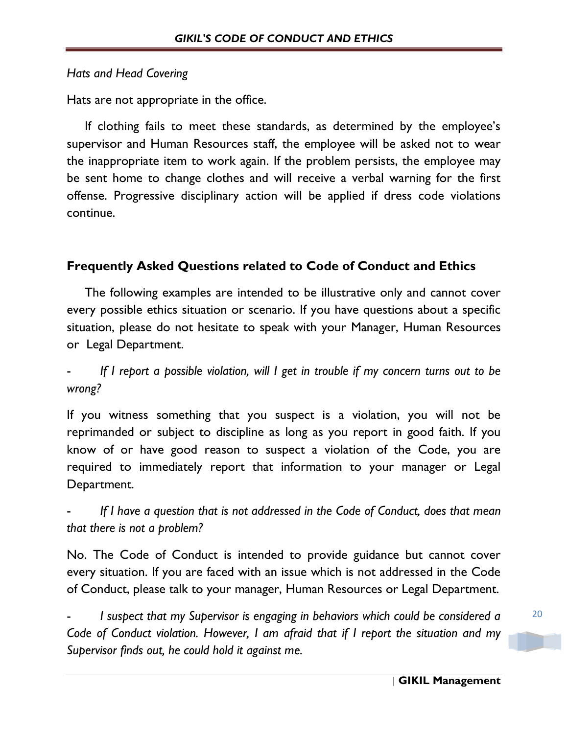*Hats and Head Covering*

Hats are not appropriate in the office.

If clothing fails to meet these standards, as determined by the employee's supervisor and Human Resources staff, the employee will be asked not to wear the inappropriate item to work again. If the problem persists, the employee may be sent home to change clothes and will receive a verbal warning for the first offense. Progressive disciplinary action will be applied if dress code violations continue.

## Frequently Asked Questions related to Code of Conduct and Ethics

The following examples are intended to be illustrative only and cannot cover every possible ethics situation or scenario. If you have questions about a specific situation, please do not hesitate to speak with your Manager, Human Resources or Legal Department.

- *If I report a possible violation, will I get in trouble if my concern turns out to be wrong?*

If you witness something that you suspect is a violation, you will not be reprimanded or subject to discipline as long as you report in good faith. If you know of or have good reason to suspect a violation of the Code, you are required to immediately report that information to your manager or Legal Department.

- *If I have a question that is not addressed in the Code of Conduct, does that mean that there is not a problem?*

No. The Code of Conduct is intended to provide guidance but cannot cover every situation. If you are faced with an issue which is not addressed in the Code of Conduct, please talk to your manager, Human Resources or Legal Department.

- *I suspect that my Supervisor is engaging in behaviors which could be considered a Code of Conduct violation. However, I am afraid that if I report the situation and my Supervisor finds out, he could hold it against me.*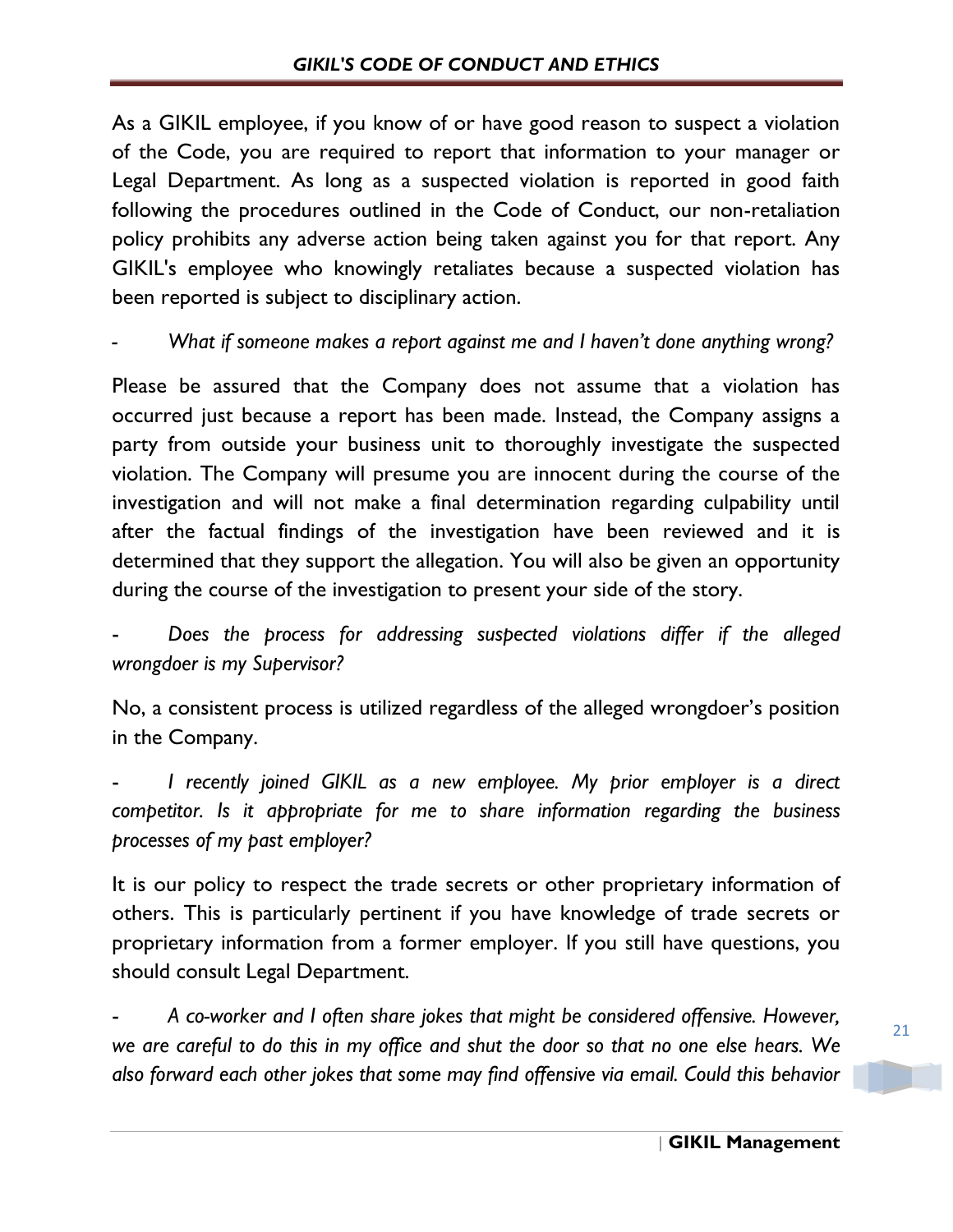As a GIKIL employee, if you know of or have good reason to suspect a violation of the Code, you are required to report that information to your manager or Legal Department. As long as a suspected violation is reported in good faith following the procedures outlined in the Code of Conduct, our non-retaliation policy prohibits any adverse action being taken against you for that report. Any GIKIL's employee who knowingly retaliates because a suspected violation has been reported is subject to disciplinary action.

- *What if someone makes a report against me and I haven't done anything wrong?*

Please be assured that the Company does not assume that a violation has occurred just because a report has been made. Instead, the Company assigns a party from outside your business unit to thoroughly investigate the suspected violation. The Company will presume you are innocent during the course of the investigation and will not make a final determination regarding culpability until after the factual findings of the investigation have been reviewed and it is determined that they support the allegation. You will also be given an opportunity during the course of the investigation to present your side of the story.

- *Does the process for addressing suspected violations differ if the alleged wrongdoer is my Supervisor?*

No, a consistent process is utilized regardless of the alleged wrongdoer's position in the Company.

- *I recently joined GIKIL as a new employee. My prior employer is a direct competitor. Is it appropriate for me to share information regarding the business processes of my past employer?*

It is our policy to respect the trade secrets or other proprietary information of others. This is particularly pertinent if you have knowledge of trade secrets or proprietary information from a former employer. If you still have questions, you should consult Legal Department.

- *A co-worker and I often share jokes that might be considered offensive. However, we are careful to do this in my office and shut the door so that no one else hears. We also forward each other jokes that some may find offensive via email. Could this behavior*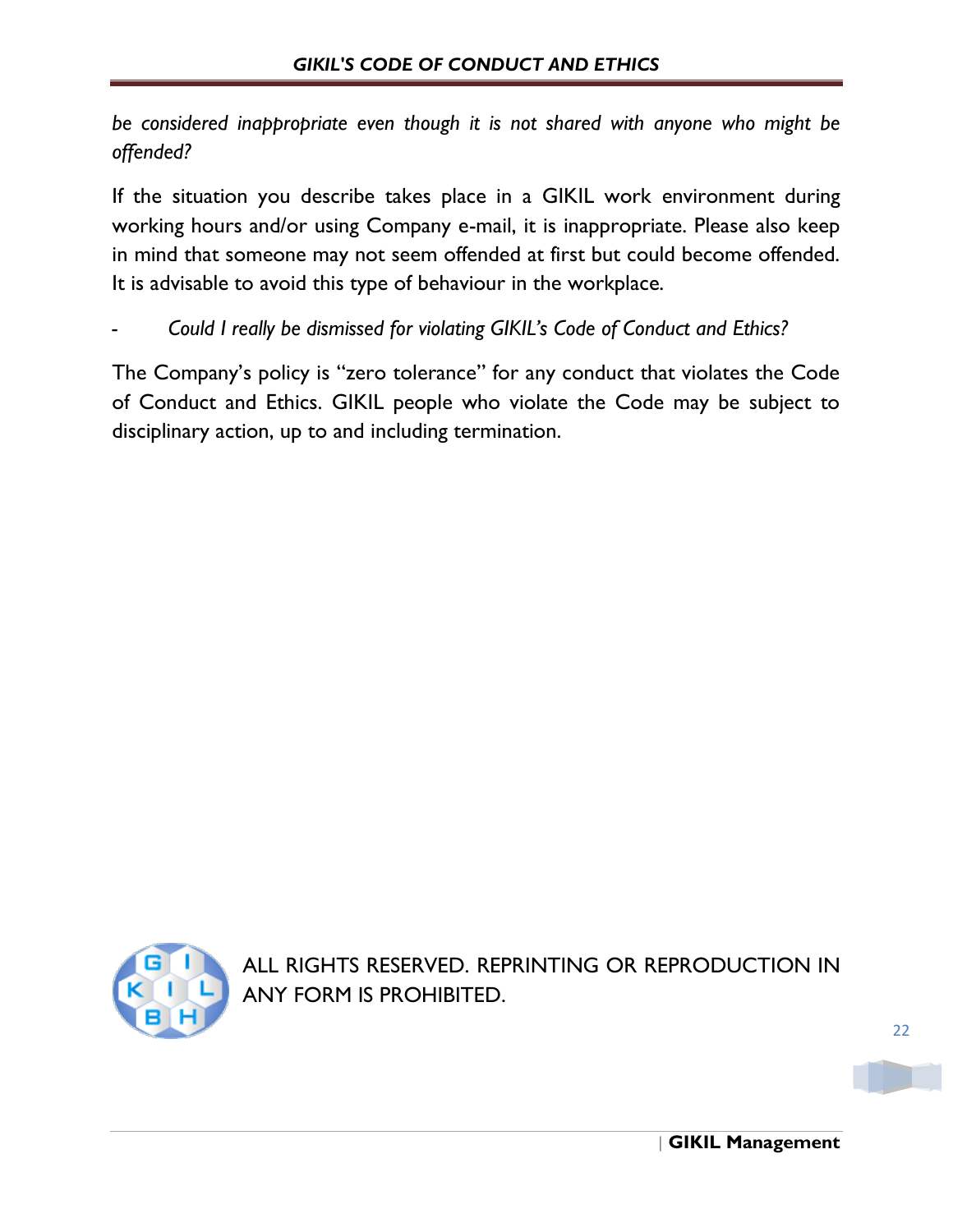*be considered inappropriate even though it is not shared with anyone who might be offended?*

If the situation you describe takes place in a GIKIL work environment during working hours and/or using Company e-mail, it is inappropriate. Please also keep in mind that someone may not seem offended at first but could become offended. It is advisable to avoid this type of behaviour in the workplace.

- *Could I really be dismissed for violating GIKIL's Code of Conduct and Ethics?*

The Company's policy is "zero tolerance" for any conduct that violates the Code of Conduct and Ethics. GIKIL people who violate the Code may be subject to disciplinary action, up to and including termination.

ALL RIGHTS RESERVED. REPRINTING OR REPRODUCTION IN ANY FORM IS PROHIBITED.